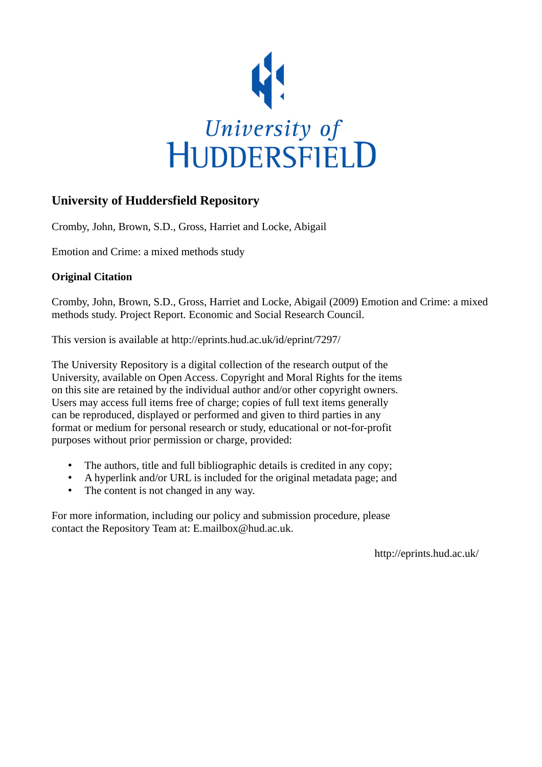University of
HUDDERSFIELD

## University of Huddersfield Repository

Cromby, John, Brown, S.D., Gross, Harriet and Locke, Abigail

Emotion and Crime: a mixed methods study

### Original Citation

Cromby, John, Brown, S.D., Gross, Harriet and Locke, Abigail (2009) Emotion and Crime: a mixed methods study. Project Report. Economic and Social Research Council.

This version is available at http://eprints.hud.ac.uk/id/eprint/7297/

The University Repository is a digital collection of the research output of the University, available on Open Access. Copyright and Moral Rights for the items on this site are retained by the individual author and/or other copyright owners. Users may access full items free of charge; copies of full text items generally can be reproduced, displayed or performed and given to third parties in any format or medium for personal research or study, educational or not-for-profit purposes without prior permission or charge, provided:

- The authors, title and full bibliographic details is credited in any copy;
- A hyperlink and/or URL is included for the original metadata page; and
- The content is not changed in any way.

For more information, including our policy and submission procedure, please contact the Repository Team at: E.mailbox@hud.ac.uk.

http://eprints.hud.ac.uk/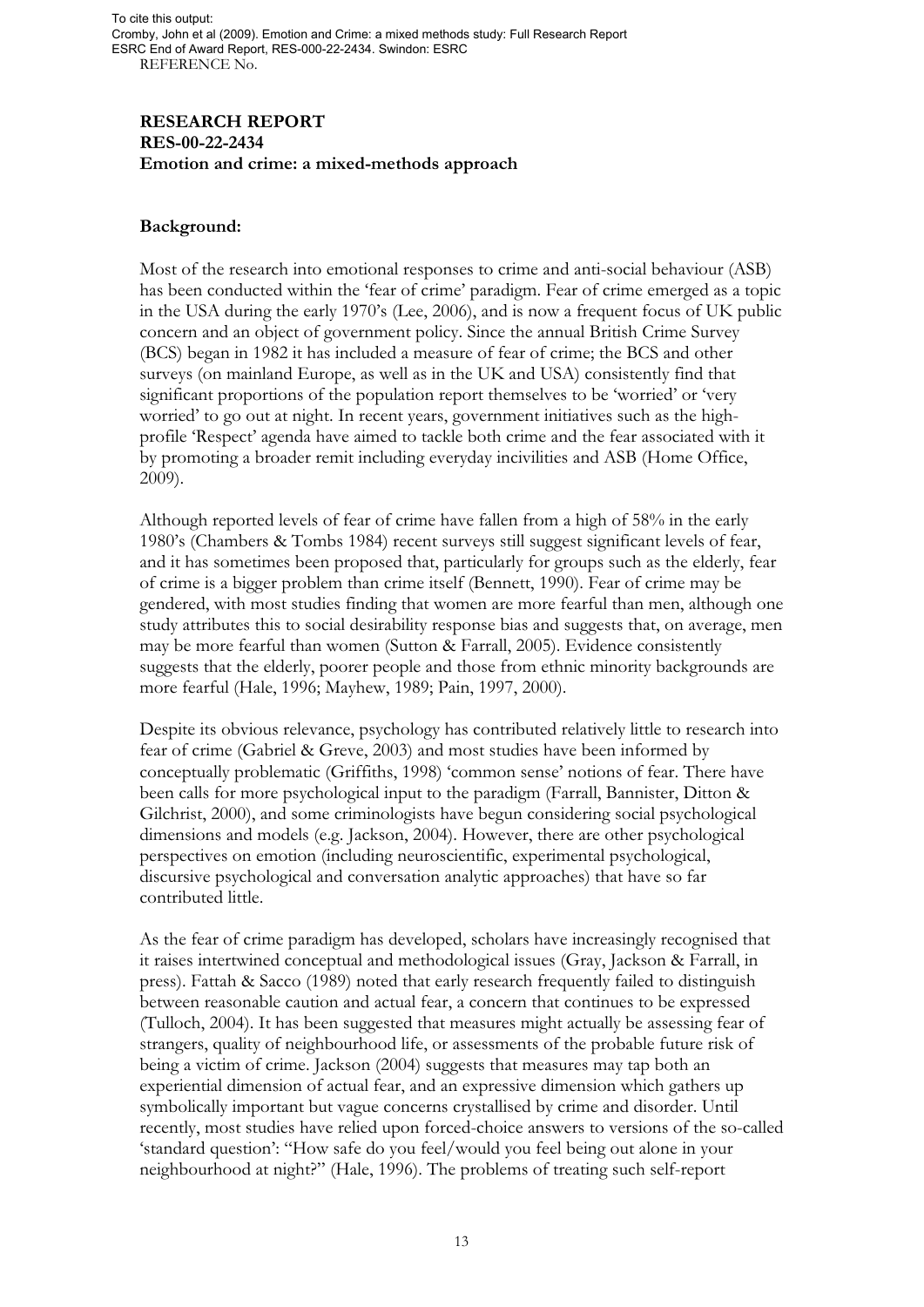**RESEARCH REPORT**
**RES-00-22-2434**
**Emotion and crime: a mixed-methods approach**

**Background:**

Most of the research into emotional responses to crime and anti-social behaviour (ASB) has been conducted within the 'fear of crime' paradigm. Fear of crime emerged as a topic in the USA during the early 1970's (Lee, 2006), and is now a frequent focus of UK public concern and an object of government policy. Since the annual British Crime Survey (BCS) began in 1982 it has included a measure of fear of crime; the BCS and other surveys (on mainland Europe, as well as in the UK and USA) consistently find that significant proportions of the population report themselves to be 'worried' or 'very worried' to go out at night. In recent years, government initiatives such as the high-profile 'Respect' agenda have aimed to tackle both crime and the fear associated with it by promoting a broader remit including everyday incivilities and ASB (Home Office, 2009).

Although reported levels of fear of crime have fallen from a high of 58% in the early 1980's (Chambers & Tombs 1984) recent surveys still suggest significant levels of fear, and it has sometimes been proposed that, particularly for groups such as the elderly, fear of crime is a bigger problem than crime itself (Bennett, 1990). Fear of crime may be gendered, with most studies finding that women are more fearful than men, although one study attributes this to social desirability response bias and suggests that, on average, men may be more fearful than women (Sutton & Farrall, 2005). Evidence consistently suggests that the elderly, poorer people and those from ethnic minority backgrounds are more fearful (Hale, 1996; Mayhew, 1989; Pain, 1997, 2000).

Despite its obvious relevance, psychology has contributed relatively little to research into fear of crime (Gabriel & Greve, 2003) and most studies have been informed by conceptually problematic (Griffiths, 1998) 'common sense' notions of fear. There have been calls for more psychological input to the paradigm (Farrall, Bannister, Ditton & Gilchrist, 2000), and some criminologists have begun considering social psychological dimensions and models (e.g. Jackson, 2004). However, there are other psychological perspectives on emotion (including neuroscientific, experimental psychological, discursive psychological and conversation analytic approaches) that have so far contributed little.

As the fear of crime paradigm has developed, scholars have increasingly recognised that it raises intertwined conceptual and methodological issues (Gray, Jackson & Farrall, in press). Fattah & Sacco (1989) noted that early research frequently failed to distinguish between reasonable caution and actual fear, a concern that continues to be expressed (Tulloch, 2004). It has been suggested that measures might actually be assessing fear of strangers, quality of neighbourhood life, or assessments of the probable future risk of being a victim of crime. Jackson (2004) suggests that measures may tap both an experiential dimension of actual fear, and an expressive dimension which gathers up symbolically important but vague concerns crystallised by crime and disorder. Until recently, most studies have relied upon forced-choice answers to versions of the so-called 'standard question': "How safe do you feel/would you feel being out alone in your neighbourhood at night?" (Hale, 1996). The problems of treating such self-report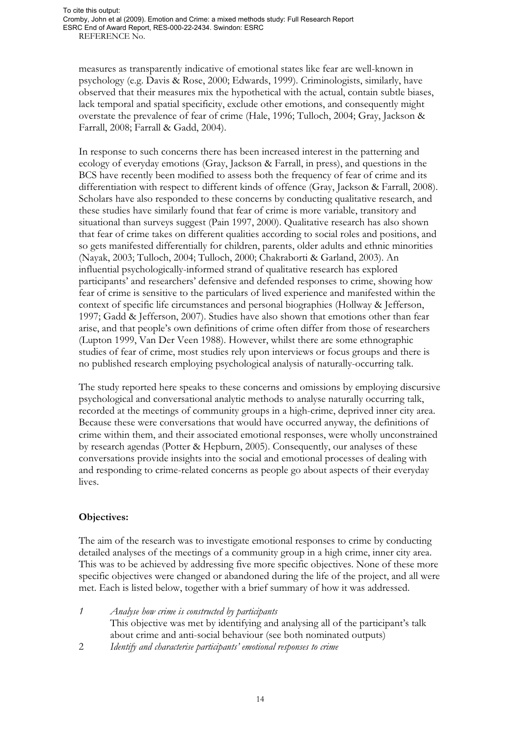measures as transparently indicative of emotional states like fear are well-known in psychology (e.g. Davis & Rose, 2000; Edwards, 1999). Criminologists, similarly, have observed that their measures mix the hypothetical with the actual, contain subtle biases, lack temporal and spatial specificity, exclude other emotions, and consequently might overstate the prevalence of fear of crime (Hale, 1996; Tulloch, 2004; Gray, Jackson & Farrall, 2008; Farrall & Gadd, 2004).

In response to such concerns there has been increased interest in the patterning and ecology of everyday emotions (Gray, Jackson & Farrall, in press), and questions in the BCS have recently been modified to assess both the frequency of fear of crime and its differentiation with respect to different kinds of offence (Gray, Jackson & Farrall, 2008). Scholars have also responded to these concerns by conducting qualitative research, and these studies have similarly found that fear of crime is more variable, transitory and situational than surveys suggest (Pain 1997, 2000). Qualitative research has also shown that fear of crime takes on different qualities according to social roles and positions, and so gets manifested differentially for children, parents, older adults and ethnic minorities (Nayak, 2003; Tulloch, 2004; Tulloch, 2000; Chakraborti & Garland, 2003). An influential psychologically-informed strand of qualitative research has explored participants' and researchers' defensive and defended responses to crime, showing how fear of crime is sensitive to the particulars of lived experience and manifested within the context of specific life circumstances and personal biographies (Hollway & Jefferson, 1997; Gadd & Jefferson, 2007). Studies have also shown that emotions other than fear arise, and that people's own definitions of crime often differ from those of researchers (Lupton 1999, Van Der Veen 1988). However, whilst there are some ethnographic studies of fear of crime, most studies rely upon interviews or focus groups and there is no published research employing psychological analysis of naturally-occurring talk.

The study reported here speaks to these concerns and omissions by employing discursive psychological and conversational analytic methods to analyse naturally occurring talk, recorded at the meetings of community groups in a high-crime, deprived inner city area. Because these were conversations that would have occurred anyway, the definitions of crime within them, and their associated emotional responses, were wholly unconstrained by research agendas (Potter & Hepburn, 2005). Consequently, our analyses of these conversations provide insights into the social and emotional processes of dealing with and responding to crime-related concerns as people go about aspects of their everyday lives.

**Objectives:**

The aim of the research was to investigate emotional responses to crime by conducting detailed analyses of the meetings of a community group in a high crime, inner city area. This was to be achieved by addressing five more specific objectives. None of these more specific objectives were changed or abandoned during the life of the project, and all were met. Each is listed below, together with a brief summary of how it was addressed.

1 *Analyse how crime is constructed by participants*
This objective was met by identifying and analysing all of the participant's talk about crime and anti-social behaviour (see both nominated outputs)

2 *Identify and characterise participants' emotional responses to crime*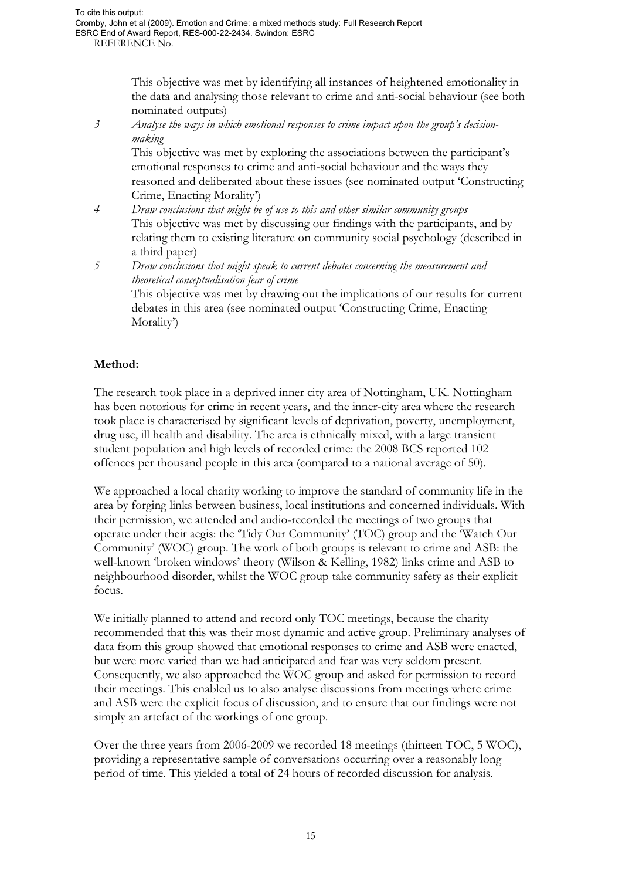This objective was met by identifying all instances of heightened emotionality in the data and analysing those relevant to crime and anti-social behaviour (see both nominated outputs)

3 *Analyse the ways in which emotional responses to crime impact upon the group's decision-making*

This objective was met by exploring the associations between the participant's emotional responses to crime and anti-social behaviour and the ways they reasoned and deliberated about these issues (see nominated output 'Constructing Crime, Enacting Morality')

4 *Draw conclusions that might be of use to this and other similar community groups*

This objective was met by discussing our findings with the participants, and by relating them to existing literature on community social psychology (described in a third paper)

5 *Draw conclusions that might speak to current debates concerning the measurement and theoretical conceptualisation fear of crime*

This objective was met by drawing out the implications of our results for current debates in this area (see nominated output 'Constructing Crime, Enacting Morality')

**Method:**

The research took place in a deprived inner city area of Nottingham, UK. Nottingham has been notorious for crime in recent years, and the inner-city area where the research took place is characterised by significant levels of deprivation, poverty, unemployment, drug use, ill health and disability. The area is ethnically mixed, with a large transient student population and high levels of recorded crime: the 2008 BCS reported 102 offences per thousand people in this area (compared to a national average of 50).

We approached a local charity working to improve the standard of community life in the area by forging links between business, local institutions and concerned individuals. With their permission, we attended and audio-recorded the meetings of two groups that operate under their aegis: the 'Tidy Our Community' (TOC) group and the 'Watch Our Community' (WOC) group. The work of both groups is relevant to crime and ASB: the well-known 'broken windows' theory (Wilson & Kelling, 1982) links crime and ASB to neighbourhood disorder, whilst the WOC group take community safety as their explicit focus.

We initially planned to attend and record only TOC meetings, because the charity recommended that this was their most dynamic and active group. Preliminary analyses of data from this group showed that emotional responses to crime and ASB were enacted, but were more varied than we had anticipated and fear was very seldom present. Consequently, we also approached the WOC group and asked for permission to record their meetings. This enabled us to also analyse discussions from meetings where crime and ASB were the explicit focus of discussion, and to ensure that our findings were not simply an artefact of the workings of one group.

Over the three years from 2006-2009 we recorded 18 meetings (thirteen TOC, 5 WOC), providing a representative sample of conversations occurring over a reasonably long period of time. This yielded a total of 24 hours of recorded discussion for analysis.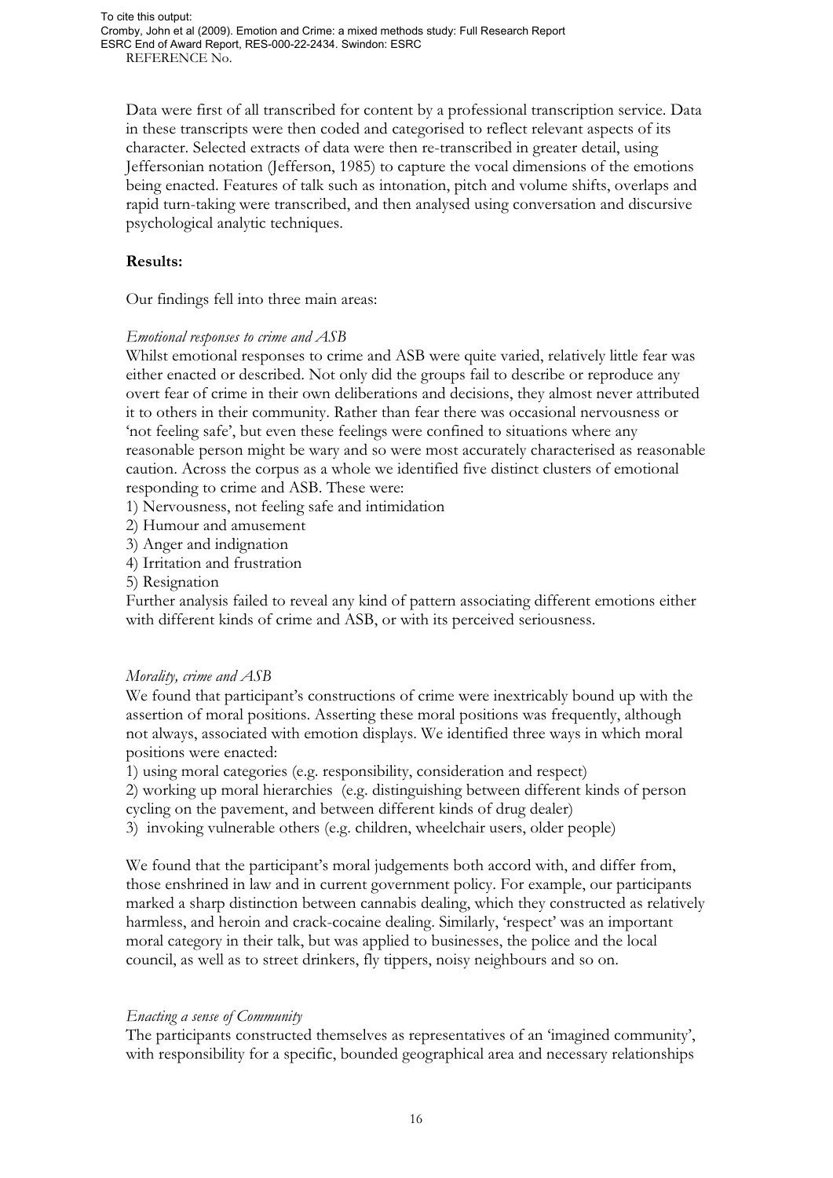Data were first of all transcribed for content by a professional transcription service. Data in these transcripts were then coded and categorised to reflect relevant aspects of its character. Selected extracts of data were then re-transcribed in greater detail, using Jeffersonian notation (Jefferson, 1985) to capture the vocal dimensions of the emotions being enacted. Features of talk such as intonation, pitch and volume shifts, overlaps and rapid turn-taking were transcribed, and then analysed using conversation and discursive psychological analytic techniques.

**Results:**

Our findings fell into three main areas:

*Emotional responses to crime and ASB*

Whilst emotional responses to crime and ASB were quite varied, relatively little fear was either enacted or described. Not only did the groups fail to describe or reproduce any overt fear of crime in their own deliberations and decisions, they almost never attributed it to others in their community. Rather than fear there was occasional nervousness or 'not feeling safe', but even these feelings were confined to situations where any reasonable person might be wary and so were most accurately characterised as reasonable caution. Across the corpus as a whole we identified five distinct clusters of emotional responding to crime and ASB. These were:

1) Nervousness, not feeling safe and intimidation
2) Humour and amusement
3) Anger and indignation
4) Irritation and frustration
5) Resignation

Further analysis failed to reveal any kind of pattern associating different emotions either with different kinds of crime and ASB, or with its perceived seriousness.

*Morality, crime and ASB*

We found that participant's constructions of crime were inextricably bound up with the assertion of moral positions. Asserting these moral positions was frequently, although not always, associated with emotion displays. We identified three ways in which moral positions were enacted:

1) using moral categories (e.g. responsibility, consideration and respect)
2) working up moral hierarchies (e.g. distinguishing between different kinds of person cycling on the pavement, and between different kinds of drug dealer)
3) invoking vulnerable others (e.g. children, wheelchair users, older people)

We found that the participant's moral judgements both accord with, and differ from, those enshrined in law and in current government policy. For example, our participants marked a sharp distinction between cannabis dealing, which they constructed as relatively harmless, and heroin and crack-cocaine dealing. Similarly, 'respect' was an important moral category in their talk, but was applied to businesses, the police and the local council, as well as to street drinkers, fly tippers, noisy neighbours and so on.

*Enacting a sense of Community*

The participants constructed themselves as representatives of an 'imagined community', with responsibility for a specific, bounded geographical area and necessary relationships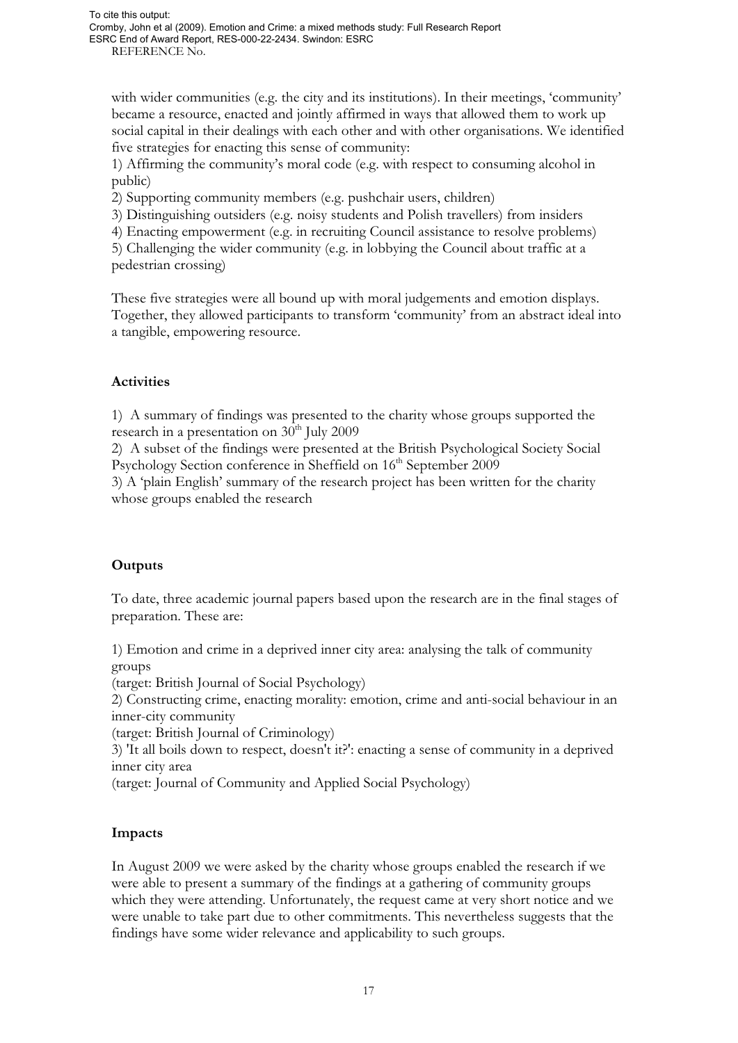with wider communities (e.g. the city and its institutions). In their meetings, 'community' became a resource, enacted and jointly affirmed in ways that allowed them to work up social capital in their dealings with each other and with other organisations. We identified five strategies for enacting this sense of community:

1) Affirming the community's moral code (e.g. with respect to consuming alcohol in public)
2) Supporting community members (e.g. pushchair users, children)
3) Distinguishing outsiders (e.g. noisy students and Polish travellers) from insiders
4) Enacting empowerment (e.g. in recruiting Council assistance to resolve problems)
5) Challenging the wider community (e.g. in lobbying the Council about traffic at a pedestrian crossing)

These five strategies were all bound up with moral judgements and emotion displays. Together, they allowed participants to transform 'community' from an abstract ideal into a tangible, empowering resource.

### Activities

1) A summary of findings was presented to the charity whose groups supported the research in a presentation on 30th July 2009
2) A subset of the findings were presented at the British Psychological Society Social Psychology Section conference in Sheffield on 16th September 2009
3) A 'plain English' summary of the research project has been written for the charity whose groups enabled the research

### Outputs

To date, three academic journal papers based upon the research are in the final stages of preparation. These are:

1) Emotion and crime in a deprived inner city area: analysing the talk of community groups
(target: British Journal of Social Psychology)
2) Constructing crime, enacting morality: emotion, crime and anti-social behaviour in an inner-city community
(target: British Journal of Criminology)
3) 'It all boils down to respect, doesn't it?': enacting a sense of community in a deprived inner city area
(target: Journal of Community and Applied Social Psychology)

### Impacts

In August 2009 we were asked by the charity whose groups enabled the research if we were able to present a summary of the findings at a gathering of community groups which they were attending. Unfortunately, the request came at very short notice and we were unable to take part due to other commitments. This nevertheless suggests that the findings have some wider relevance and applicability to such groups.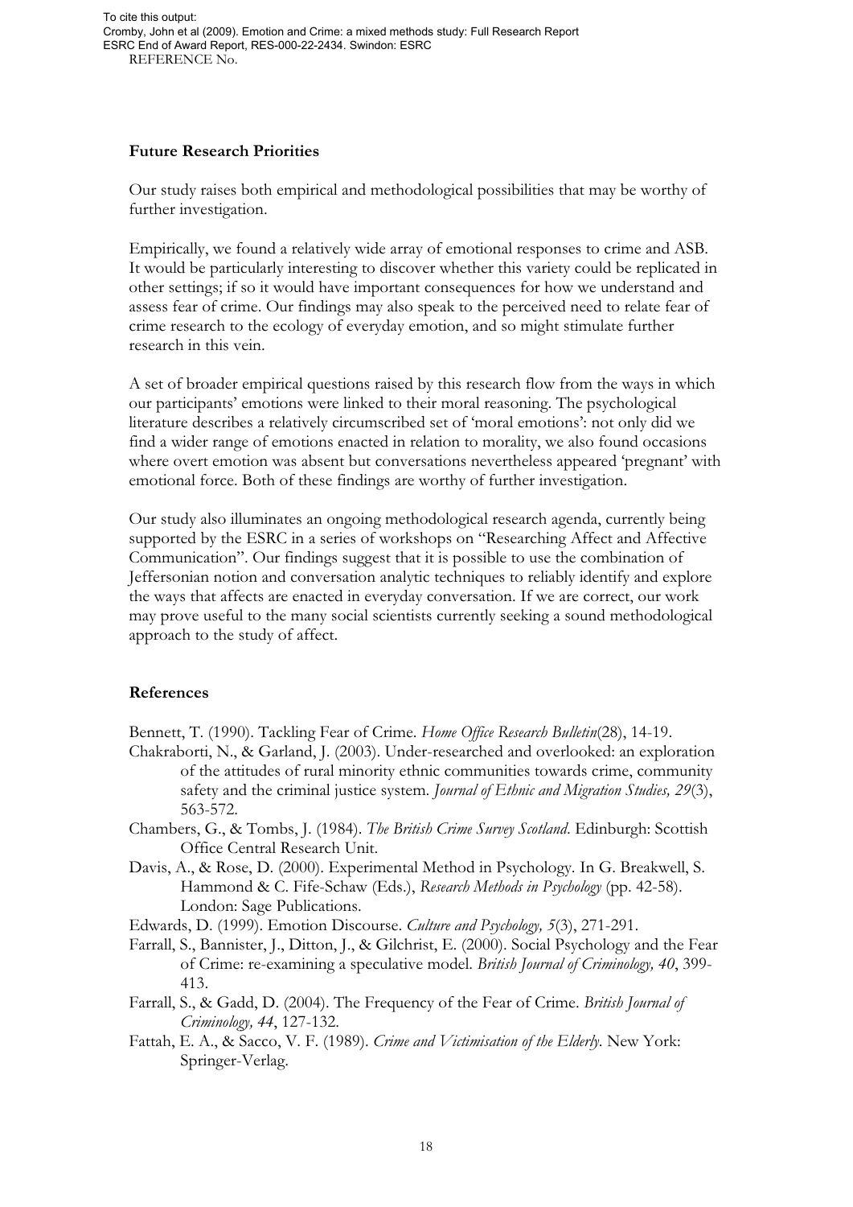## Future Research Priorities

Our study raises both empirical and methodological possibilities that may be worthy of further investigation.

Empirically, we found a relatively wide array of emotional responses to crime and ASB. It would be particularly interesting to discover whether this variety could be replicated in other settings; if so it would have important consequences for how we understand and assess fear of crime. Our findings may also speak to the perceived need to relate fear of crime research to the ecology of everyday emotion, and so might stimulate further research in this vein.

A set of broader empirical questions raised by this research flow from the ways in which our participants' emotions were linked to their moral reasoning. The psychological literature describes a relatively circumscribed set of 'moral emotions': not only did we find a wider range of emotions enacted in relation to morality, we also found occasions where overt emotion was absent but conversations nevertheless appeared 'pregnant' with emotional force. Both of these findings are worthy of further investigation.

Our study also illuminates an ongoing methodological research agenda, currently being supported by the ESRC in a series of workshops on "Researching Affect and Affective Communication". Our findings suggest that it is possible to use the combination of Jeffersonian notion and conversation analytic techniques to reliably identify and explore the ways that affects are enacted in everyday conversation. If we are correct, our work may prove useful to the many social scientists currently seeking a sound methodological approach to the study of affect.

## References

Bennett, T. (1990). Tackling Fear of Crime. *Home Office Research Bulletin*(28), 14-19.

Chakraborti, N., & Garland, J. (2003). Under-researched and overlooked: an exploration of the attitudes of rural minority ethnic communities towards crime, community safety and the criminal justice system. *Journal of Ethnic and Migration Studies, 29*(3), 563-572.

Chambers, G., & Tombs, J. (1984). *The British Crime Survey Scotland*. Edinburgh: Scottish Office Central Research Unit.

Davis, A., & Rose, D. (2000). Experimental Method in Psychology. In G. Breakwell, S. Hammond & C. Fife-Schaw (Eds.), *Research Methods in Psychology* (pp. 42-58). London: Sage Publications.

Edwards, D. (1999). Emotion Discourse. *Culture and Psychology, 5*(3), 271-291.

Farrall, S., Bannister, J., Ditton, J., & Gilchrist, E. (2000). Social Psychology and the Fear of Crime: re-examining a speculative model. *British Journal of Criminology, 40*, 399-413.

Farrall, S., & Gadd, D. (2004). The Frequency of the Fear of Crime. *British Journal of Criminology, 44*, 127-132.

Fattah, E. A., & Sacco, V. F. (1989). *Crime and Victimisation of the Elderly*. New York: Springer-Verlag.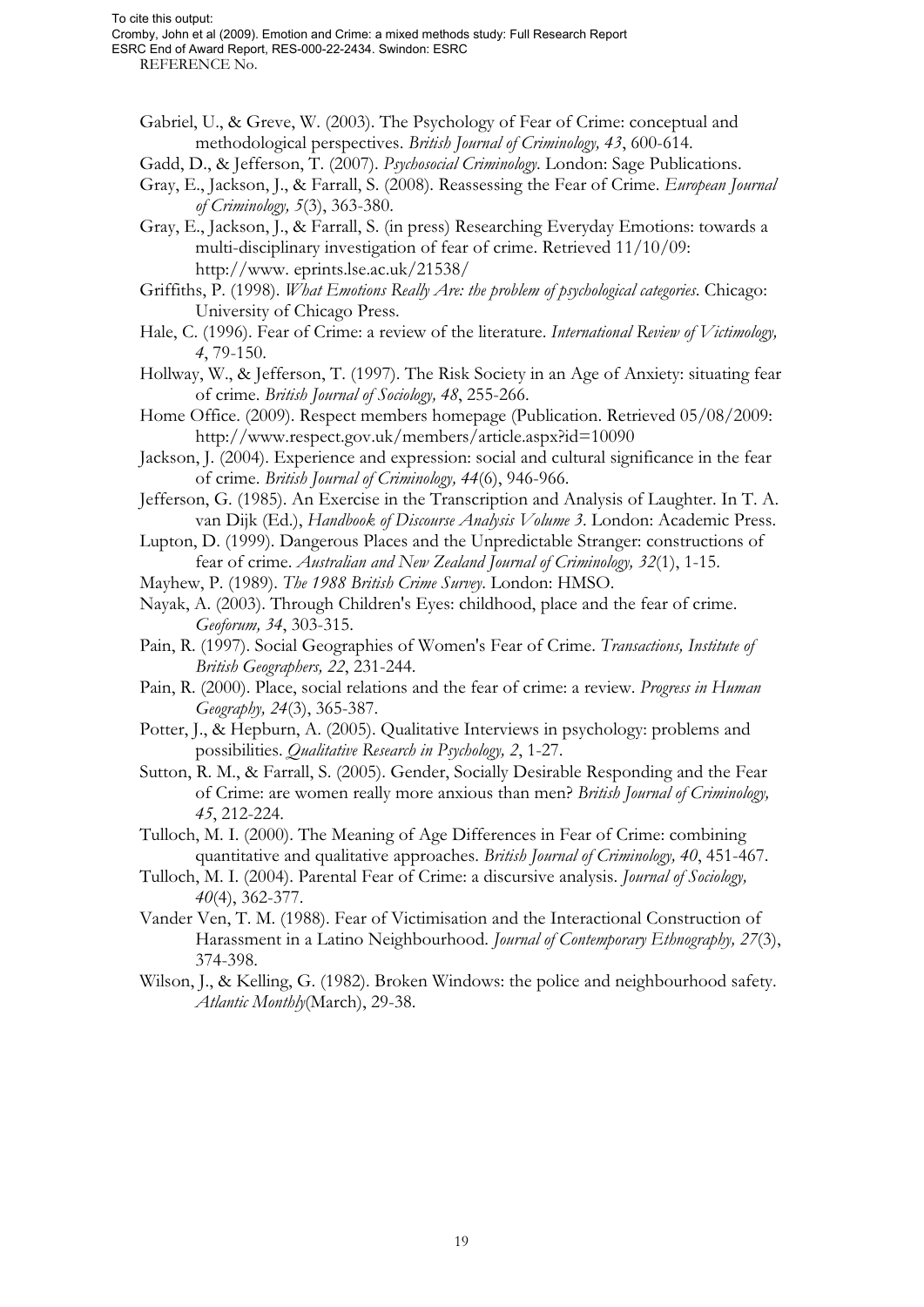Gabriel, U., & Greve, W. (2003). The Psychology of Fear of Crime: conceptual and methodological perspectives. *British Journal of Criminology, 43*, 600-614.

Gadd, D., & Jefferson, T. (2007). *Psychosocial Criminology*. London: Sage Publications.

Gray, E., Jackson, J., & Farrall, S. (2008). Reassessing the Fear of Crime. *European Journal of Criminology, 5*(3), 363-380.

Gray, E., Jackson, J., & Farrall, S. (in press) Researching Everyday Emotions: towards a multi-disciplinary investigation of fear of crime. Retrieved 11/10/09: http://www. eprints.lse.ac.uk/21538/

Griffiths, P. (1998). *What Emotions Really Are: the problem of psychological categories*. Chicago: University of Chicago Press.

Hale, C. (1996). Fear of Crime: a review of the literature. *International Review of Victimology, 4*, 79-150.

Hollway, W., & Jefferson, T. (1997). The Risk Society in an Age of Anxiety: situating fear of crime. *British Journal of Sociology, 48*, 255-266.

Home Office. (2009). Respect members homepage (Publication. Retrieved 05/08/2009: http://www.respect.gov.uk/members/article.aspx?id=10090

Jackson, J. (2004). Experience and expression: social and cultural significance in the fear of crime. *British Journal of Criminology, 44*(6), 946-966.

Jefferson, G. (1985). An Exercise in the Transcription and Analysis of Laughter. In T. A. van Dijk (Ed.), *Handbook of Discourse Analysis Volume 3*. London: Academic Press.

Lupton, D. (1999). Dangerous Places and the Unpredictable Stranger: constructions of fear of crime. *Australian and New Zealand Journal of Criminology, 32*(1), 1-15.

Mayhew, P. (1989). *The 1988 British Crime Survey*. London: HMSO.

Nayak, A. (2003). Through Children's Eyes: childhood, place and the fear of crime. *Geoforum, 34*, 303-315.

Pain, R. (1997). Social Geographies of Women's Fear of Crime. *Transactions, Institute of British Geographers, 22*, 231-244.

Pain, R. (2000). Place, social relations and the fear of crime: a review. *Progress in Human Geography, 24*(3), 365-387.

Potter, J., & Hepburn, A. (2005). Qualitative Interviews in psychology: problems and possibilities. *Qualitative Research in Psychology, 2*, 1-27.

Sutton, R. M., & Farrall, S. (2005). Gender, Socially Desirable Responding and the Fear of Crime: are women really more anxious than men? *British Journal of Criminology, 45*, 212-224.

Tulloch, M. I. (2000). The Meaning of Age Differences in Fear of Crime: combining quantitative and qualitative approaches. *British Journal of Criminology, 40*, 451-467.

Tulloch, M. I. (2004). Parental Fear of Crime: a discursive analysis. *Journal of Sociology, 40*(4), 362-377.

Vander Ven, T. M. (1988). Fear of Victimisation and the Interactional Construction of Harassment in a Latino Neighbourhood. *Journal of Contemporary Ethnography, 27*(3), 374-398.

Wilson, J., & Kelling, G. (1982). Broken Windows: the police and neighbourhood safety. *Atlantic Monthly*(March), 29-38.